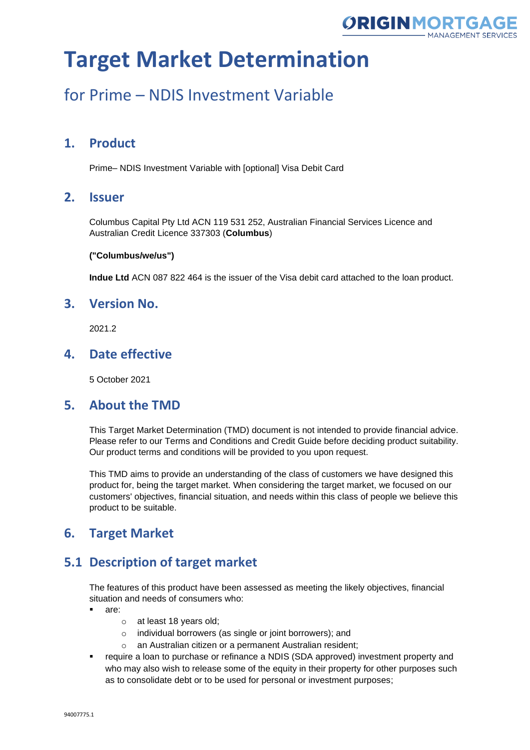# Target Market Determination

## for Prime – NDIS Investment Variable

## 1. Product

Prime– NDIS Investment Variable with [optional] Visa Debit Card

## 2. Issuer

Columbus Capital Pty Ltd ACN 119 531 252, Australian Financial Services Licence and Australian Credit Licence 337303 (**Columbus**)

**("Columbus/we/us")**

**Indue Ltd** ACN 087 822 464 is the issuer of the Visa debit card attached to the loan product.

## 3. Version No.

2021.2

## 4. Date effective

5 October 2021

## 5. About the TMD

This Target Market Determination (TMD) document is not intended to provide financial advice. Please refer to our Terms and Conditions and Credit Guide before deciding product suitability. Our product terms and conditions will be provided to you upon request.

This TMD aims to provide an understanding of the class of customers we have designed this product for, being the target market. When considering the target market, we focused on our customers' objectives, financial situation, and needs within this class of people we believe this product to be suitable.

## 6. Target Market

## 5.1 Description of target market

The features of this product have been assessed as meeting the likely objectives, financial situation and needs of consumers who:

- are:
  - at least 18 years old;
  - individual borrowers (as single or joint borrowers); and
  - an Australian citizen or a permanent Australian resident;
- require a loan to purchase or refinance a NDIS (SDA approved) investment property and who may also wish to release some of the equity in their property for other purposes such as to consolidate debt or to be used for personal or investment purposes;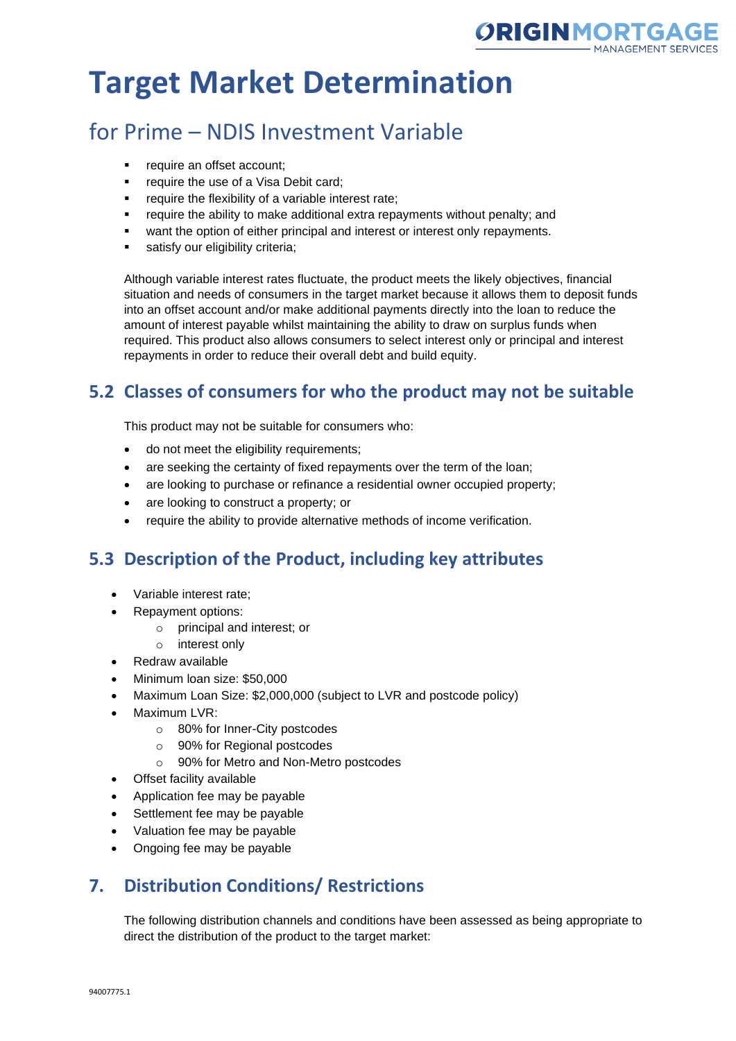# Target Market Determination

## for Prime – NDIS Investment Variable

- require an offset account;
- require the use of a Visa Debit card;
- require the flexibility of a variable interest rate;
- require the ability to make additional extra repayments without penalty; and
- want the option of either principal and interest or interest only repayments.
- satisfy our eligibility criteria;

Although variable interest rates fluctuate, the product meets the likely objectives, financial situation and needs of consumers in the target market because it allows them to deposit funds into an offset account and/or make additional payments directly into the loan to reduce the amount of interest payable whilst maintaining the ability to draw on surplus funds when required. This product also allows consumers to select interest only or principal and interest repayments in order to reduce their overall debt and build equity.

## 5.2 Classes of consumers for who the product may not be suitable

This product may not be suitable for consumers who:

- do not meet the eligibility requirements;
- are seeking the certainty of fixed repayments over the term of the loan;
- are looking to purchase or refinance a residential owner occupied property;
- are looking to construct a property; or
- require the ability to provide alternative methods of income verification.

## 5.3 Description of the Product, including key attributes

- Variable interest rate;
- Repayment options:
  - principal and interest; or
  - interest only
- Redraw available
- Minimum loan size: $50,000
- Maximum Loan Size: $2,000,000 (subject to LVR and postcode policy)
- Maximum LVR:
  - 80% for Inner-City postcodes
  - 90% for Regional postcodes
  - 90% for Metro and Non-Metro postcodes
- Offset facility available
- Application fee may be payable
- Settlement fee may be payable
- Valuation fee may be payable
- Ongoing fee may be payable

## 7. Distribution Conditions/ Restrictions

The following distribution channels and conditions have been assessed as being appropriate to direct the distribution of the product to the target market: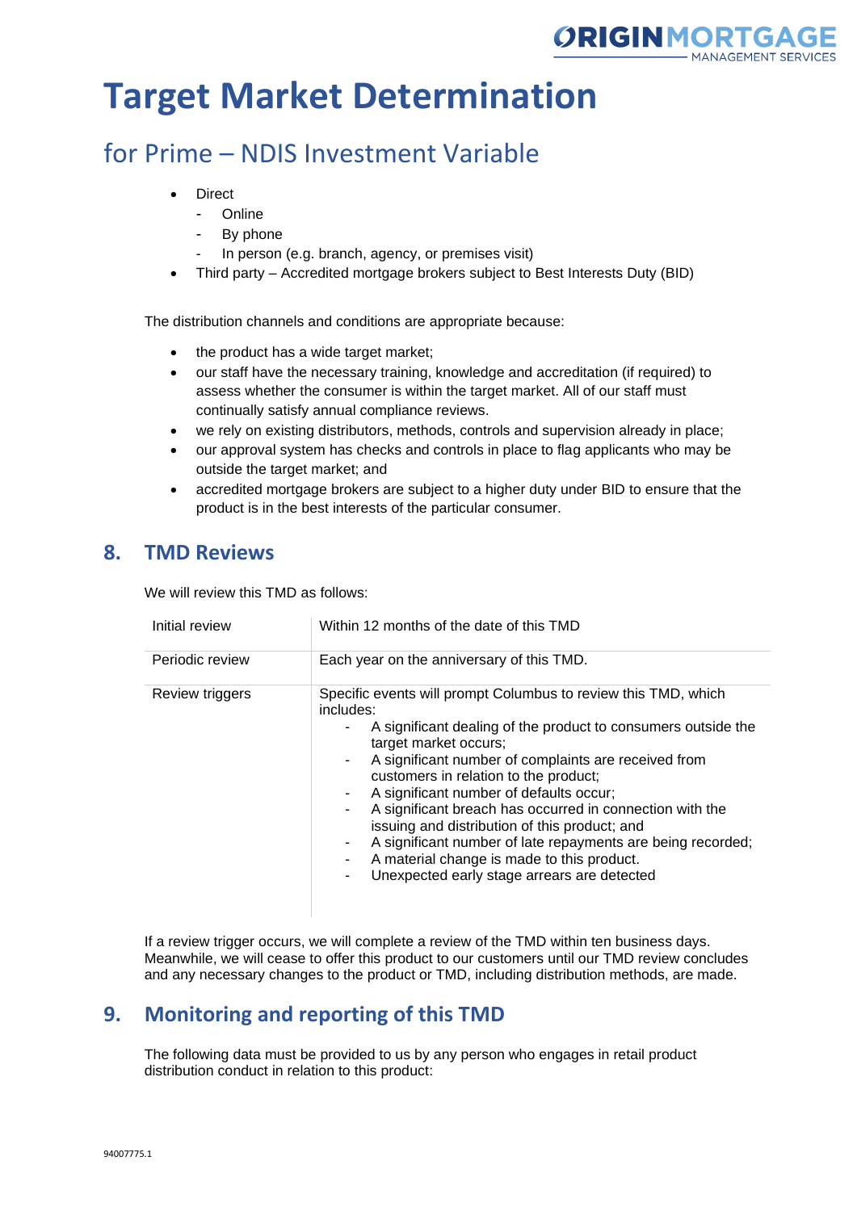# Target Market Determination

## for Prime – NDIS Investment Variable

- Direct
  - Online
  - By phone
  - In person (e.g. branch, agency, or premises visit)
- Third party – Accredited mortgage brokers subject to Best Interests Duty (BID)

The distribution channels and conditions are appropriate because:

- the product has a wide target market;
- our staff have the necessary training, knowledge and accreditation (if required) to assess whether the consumer is within the target market. All of our staff must continually satisfy annual compliance reviews.
- we rely on existing distributors, methods, controls and supervision already in place;
- our approval system has checks and controls in place to flag applicants who may be outside the target market; and
- accredited mortgage brokers are subject to a higher duty under BID to ensure that the product is in the best interests of the particular consumer.

## 8. TMD Reviews

We will review this TMD as follows:

| | |
|---|---|
| Initial review | Within 12 months of the date of this TMD |
| Periodic review | Each year on the anniversary of this TMD. |
| Review triggers | Specific events will prompt Columbus to review this TMD, which includes:<br>- A significant dealing of the product to consumers outside the target market occurs;<br>- A significant number of complaints are received from customers in relation to the product;<br>- A significant number of defaults occur;<br>- A significant breach has occurred in connection with the issuing and distribution of this product; and<br>- A significant number of late repayments are being recorded;<br>- A material change is made to this product.<br>- Unexpected early stage arrears are detected |

If a review trigger occurs, we will complete a review of the TMD within ten business days. Meanwhile, we will cease to offer this product to our customers until our TMD review concludes and any necessary changes to the product or TMD, including distribution methods, are made.

## 9. Monitoring and reporting of this TMD

The following data must be provided to us by any person who engages in retail product distribution conduct in relation to this product: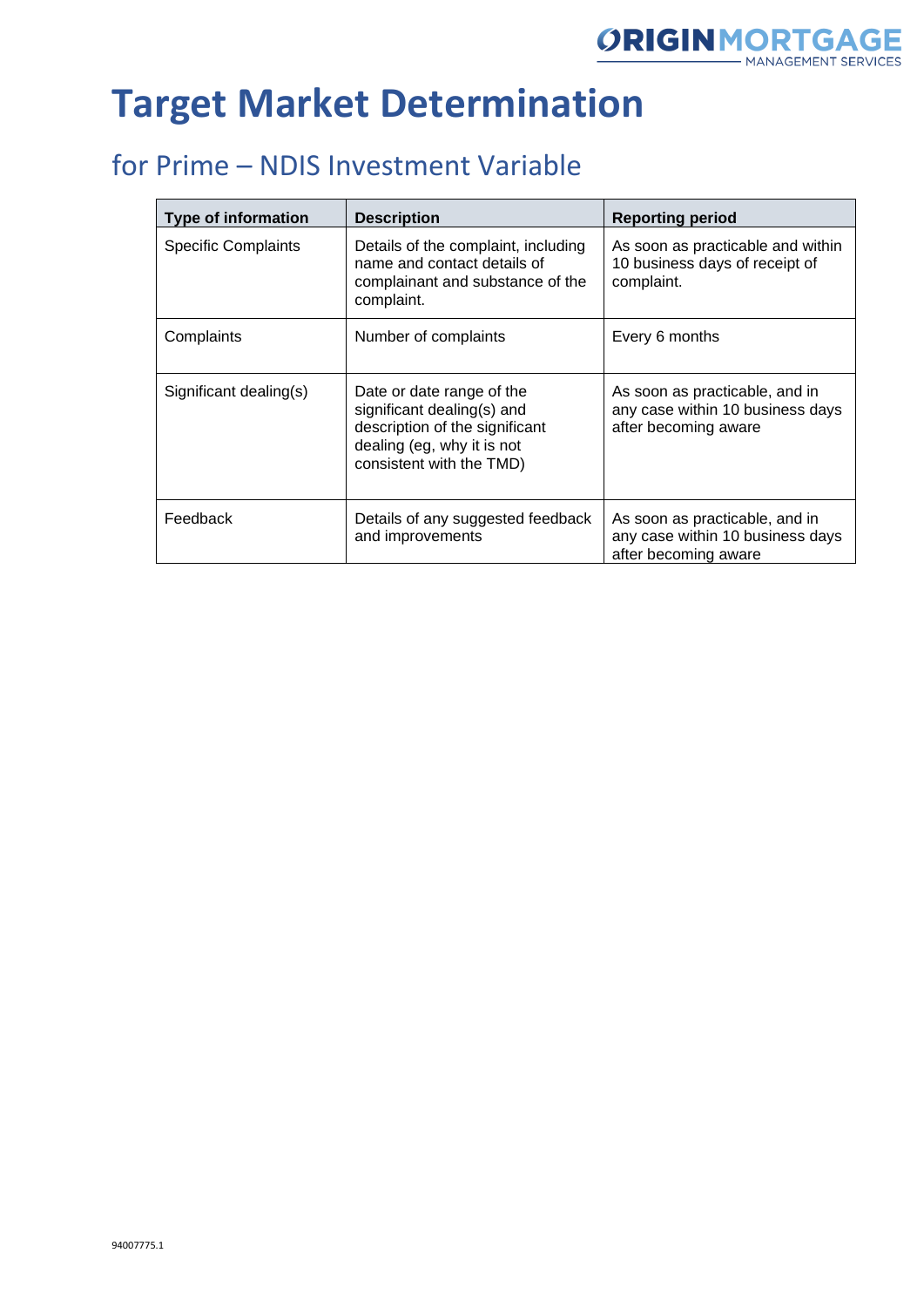# Target Market Determination

## for Prime – NDIS Investment Variable

| Type of information | Description | Reporting period |
|---|---|---|
| Specific Complaints | Details of the complaint, including name and contact details of complainant and substance of the complaint. | As soon as practicable and within 10 business days of receipt of complaint. |
| Complaints | Number of complaints | Every 6 months |
| Significant dealing(s) | Date or date range of the significant dealing(s) and description of the significant dealing (eg, why it is not consistent with the TMD) | As soon as practicable, and in any case within 10 business days after becoming aware |
| Feedback | Details of any suggested feedback and improvements | As soon as practicable, and in any case within 10 business days after becoming aware |

94007775.1